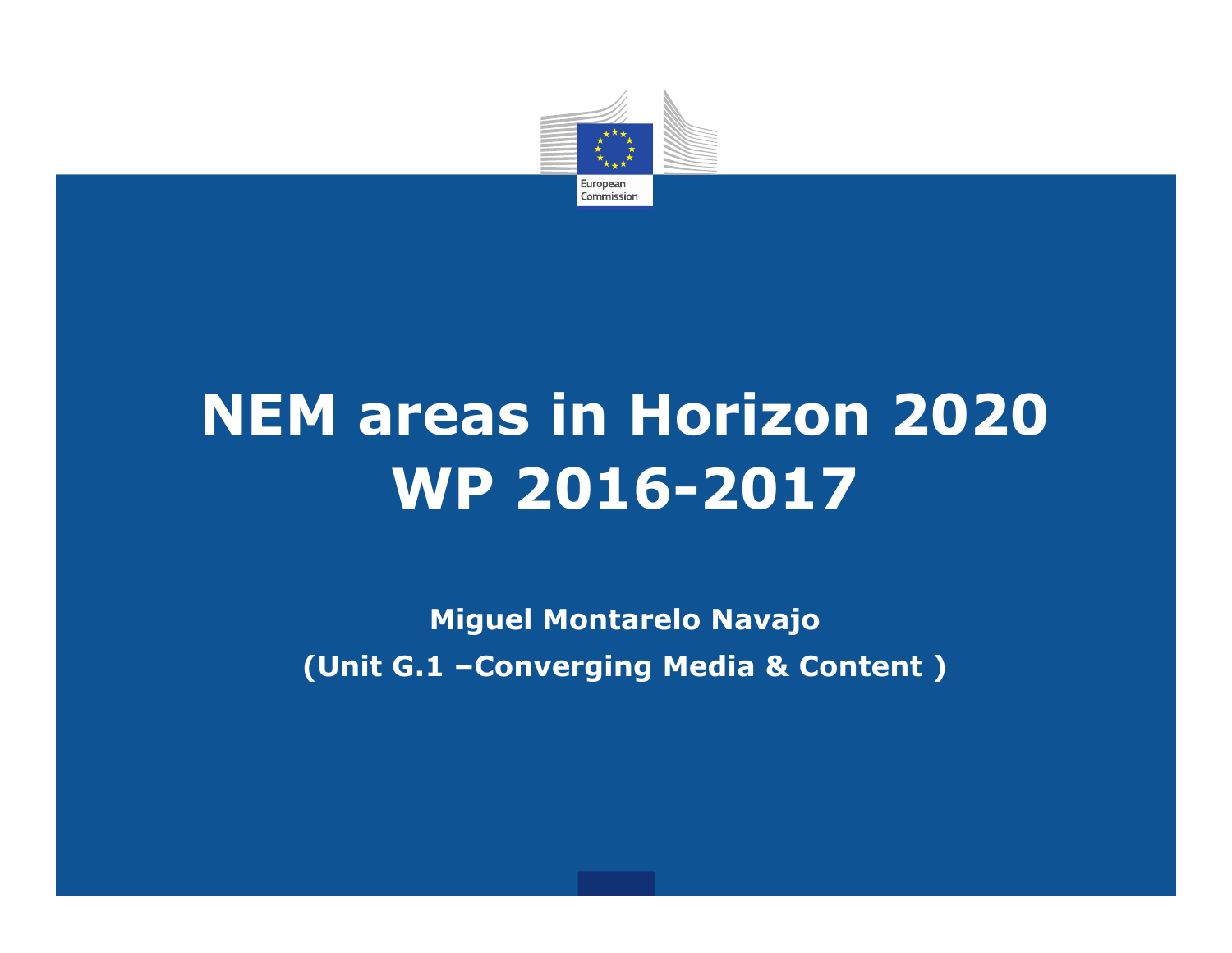# NEM areas in Horizon 2020 WP 2016-2017

**Miguel Montarelo Navajo**

**(Unit G.1 –Converging Media & Content )**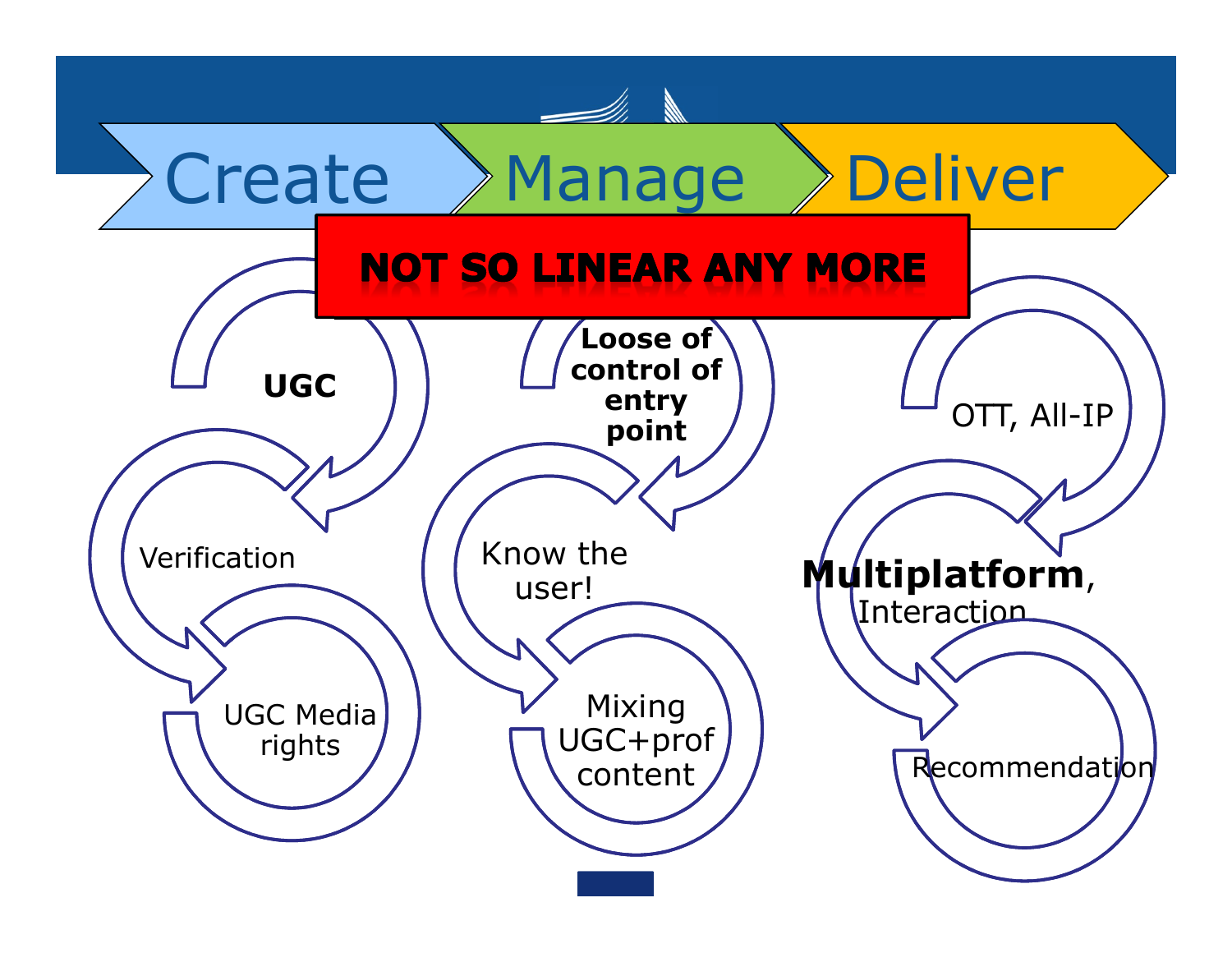# Create → Manage → Deliver

**NOT SO LINEAR ANY MORE**

**Create**

- **UGC**
- Verification
- UGC Media rights

**Manage**

- **Loose of control of entry point**
- Know the user!
- Mixing UGC+prof content

**Deliver**

- OTT, All-IP
- **Multiplatform**, Interaction
- Recommendation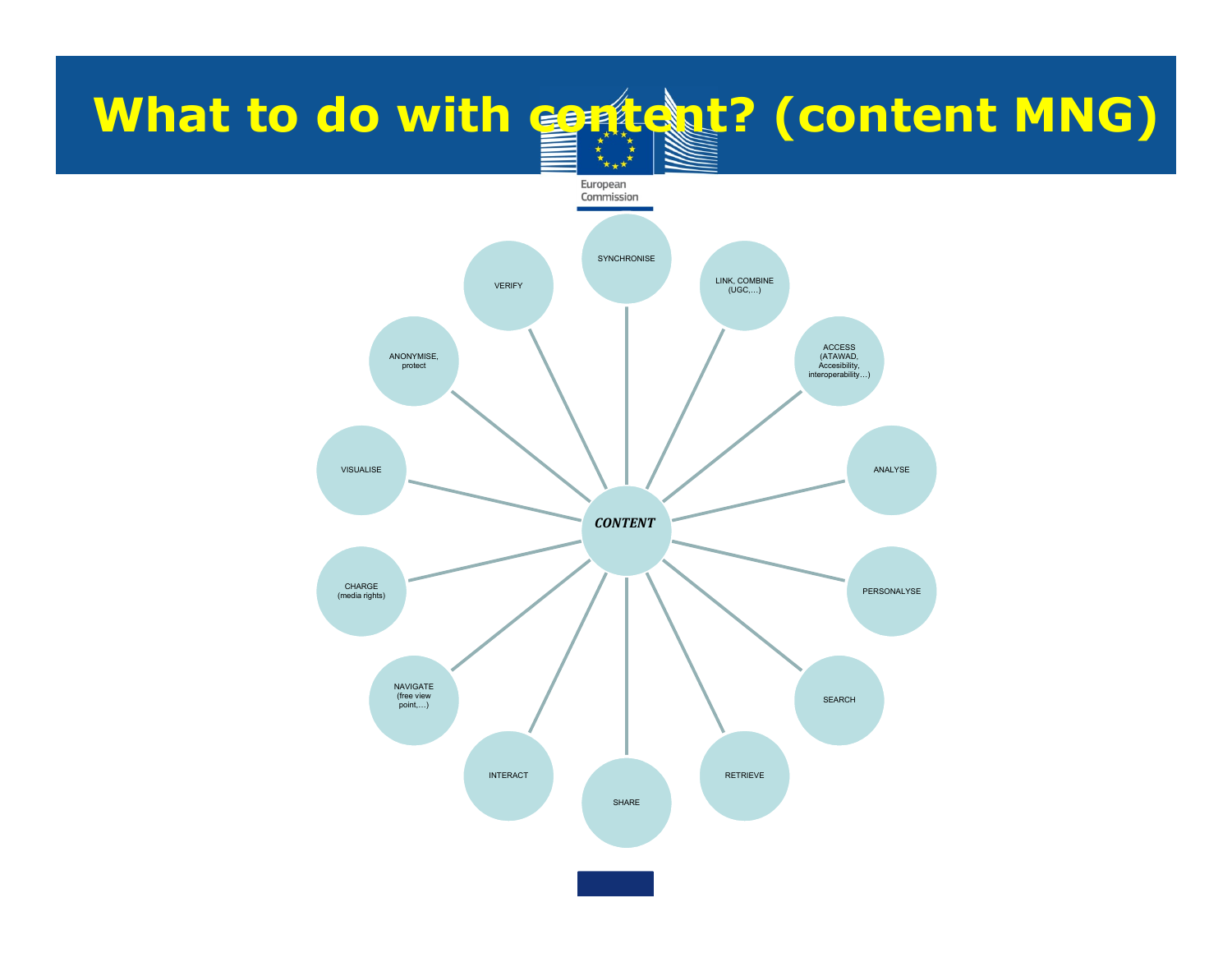# What to do with content? (content MNG)

**CONTENT**

- SYNCHRONISE
- LINK, COMBINE (UGC,…)
- ACCESS (ATAWAD, Accesibility, interoperability…)
- ANALYSE
- PERSONALYSE
- SEARCH
- RETRIEVE
- SHARE
- INTERACT
- NAVIGATE (free view point,…)
- CHARGE (media rights)
- VISUALISE
- ANONYMISE, protect
- VERIFY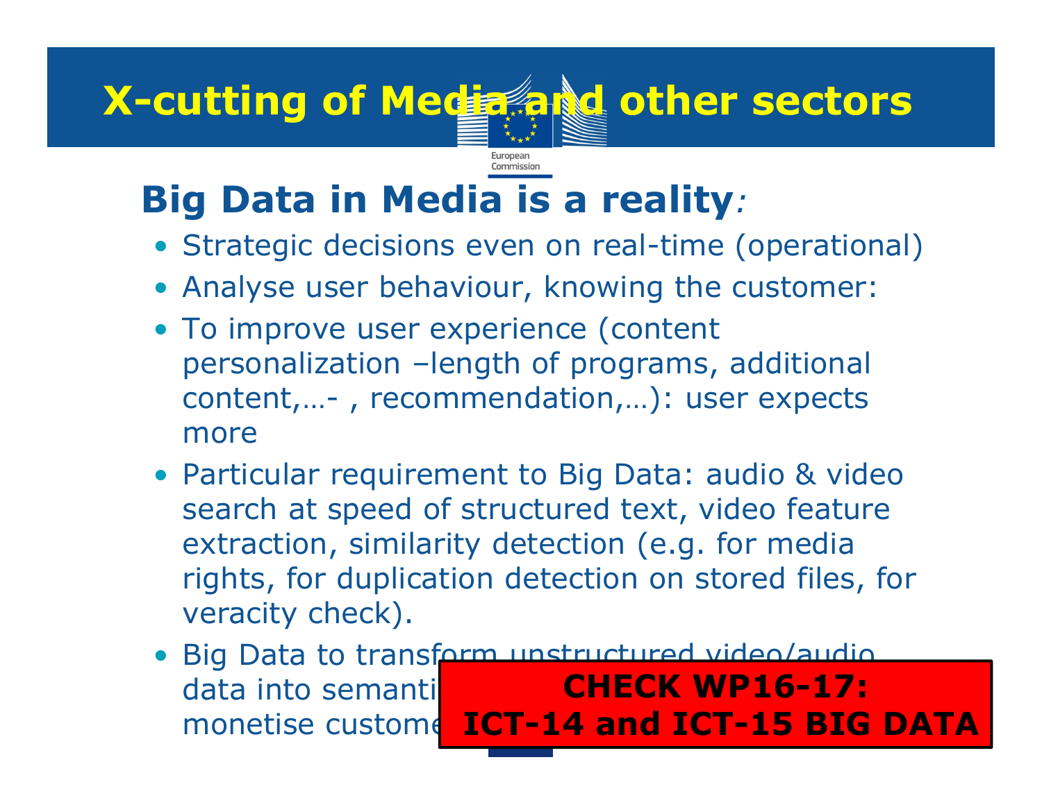# X-cutting of Media and other sectors

## Big Data in Media is a reality*:*

- Strategic decisions even on real-time (operational)
- Analyse user behaviour, knowing the customer:
- To improve user experience (content personalization –length of programs, additional content,…- , recommendation,…): user expects more
- Particular requirement to Big Data: audio & video search at speed of structured text, video feature extraction, similarity detection (e.g. for media rights, for duplication detection on stored files, for veracity check).
- Big Data to transform unstructured video/audio data into semanti… monetise custome…

**CHECK WP16-17: ICT-14 and ICT-15 BIG DATA**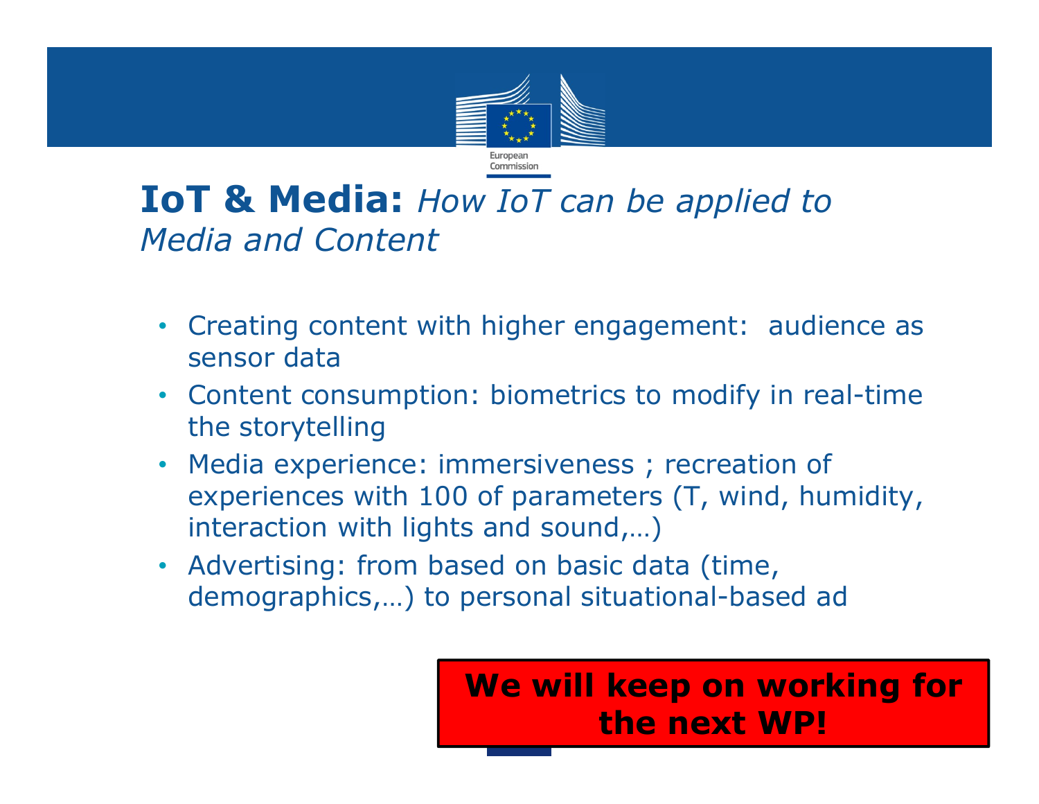# **IoT & Media:** *How IoT can be applied to Media and Content*

- Creating content with higher engagement:  audience as sensor data
- Content consumption: biometrics to modify in real-time the storytelling
- Media experience: immersiveness ; recreation of experiences with 100 of parameters (T, wind, humidity, interaction with lights and sound,…)
- Advertising: from based on basic data (time, demographics,…) to personal situational-based ad

**We will keep on working for the next WP!**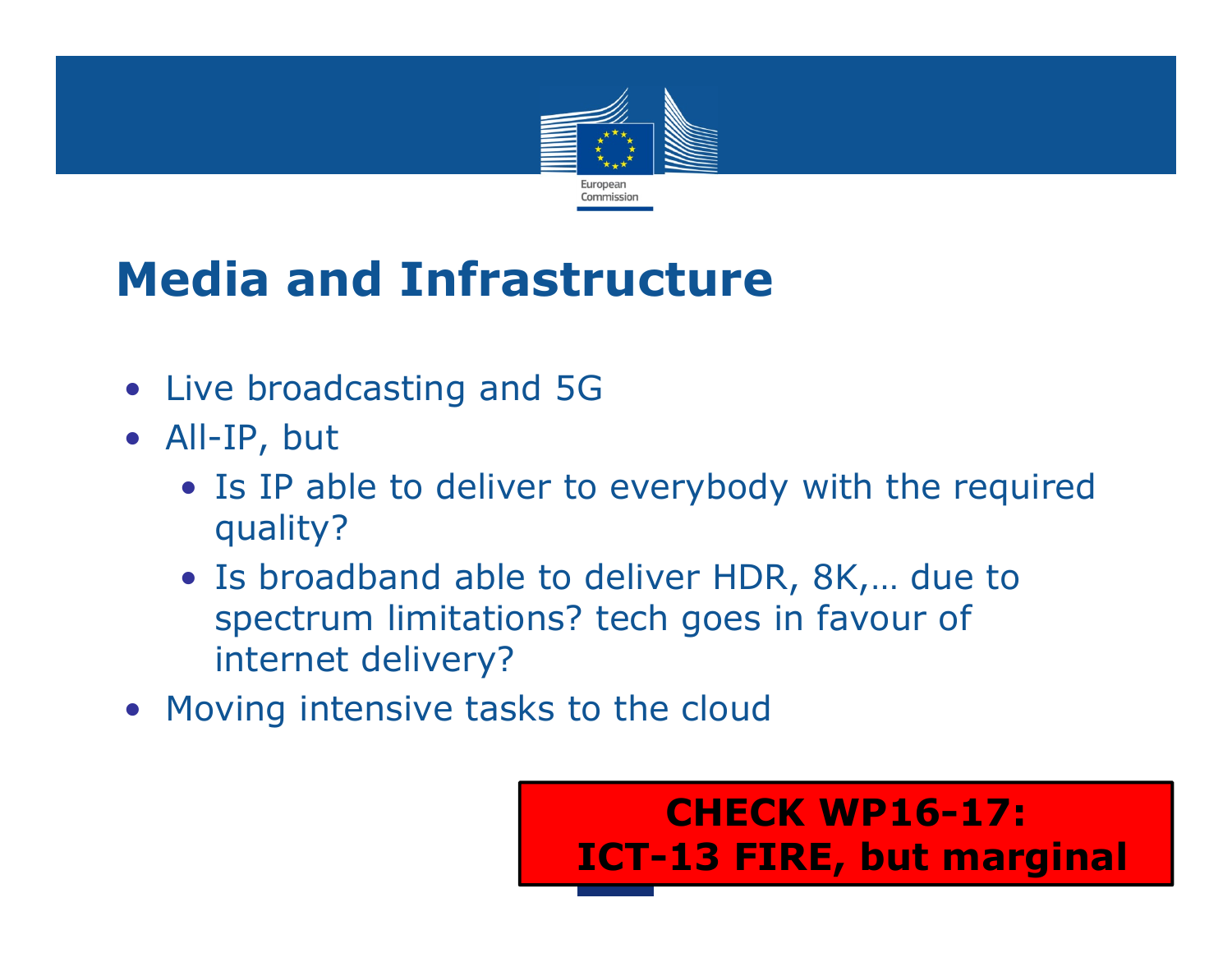# Media and Infrastructure

- Live broadcasting and 5G
- All-IP, but
  - Is IP able to deliver to everybody with the required quality?
  - Is broadband able to deliver HDR, 8K,… due to spectrum limitations? tech goes in favour of internet delivery?
- Moving intensive tasks to the cloud

**CHECK WP16-17: ICT-13 FIRE, but marginal**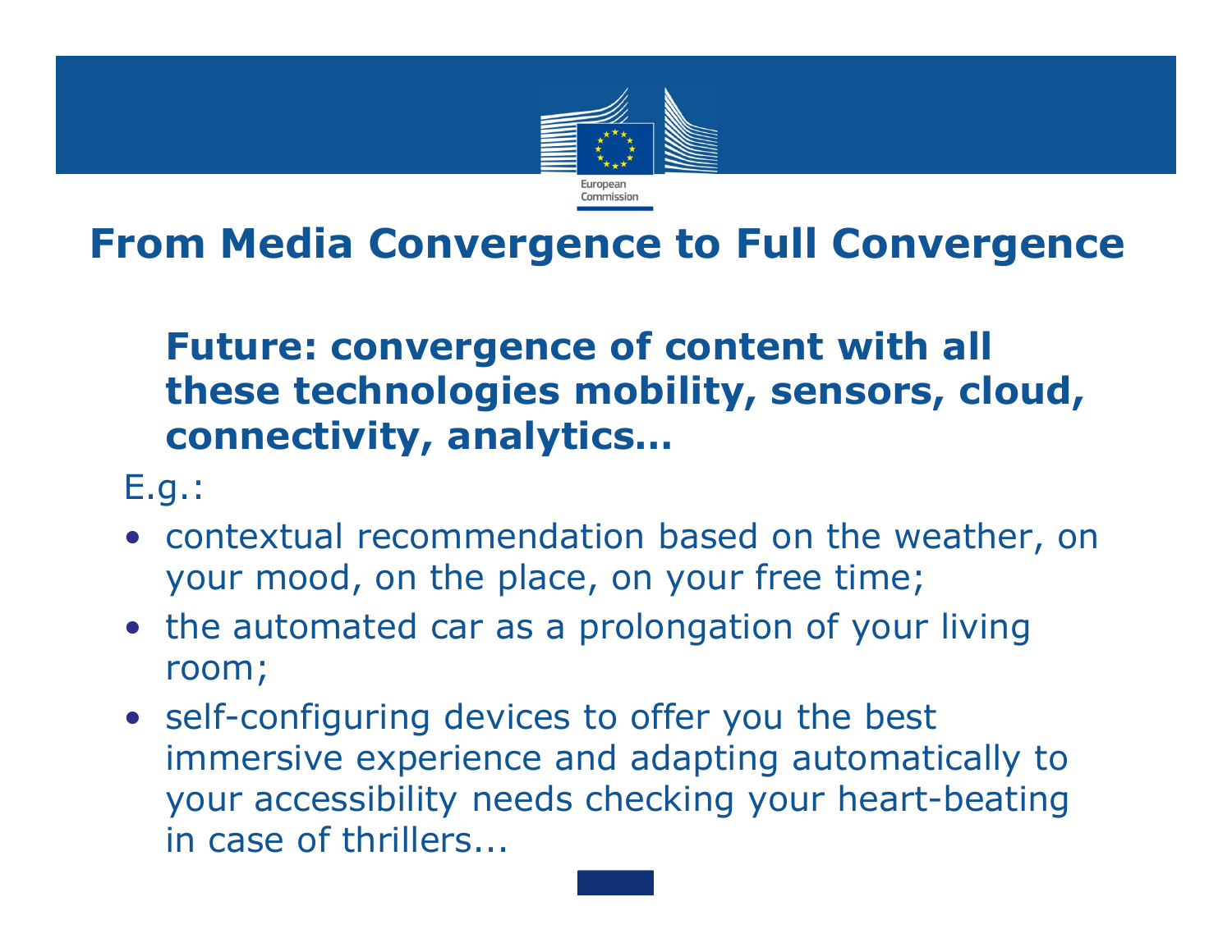# From Media Convergence to Full Convergence

**Future: convergence of content with all these technologies mobility, sensors, cloud, connectivity, analytics…**

E.g.:

- contextual recommendation based on the weather, on your mood, on the place, on your free time;
- the automated car as a prolongation of your living room;
- self-configuring devices to offer you the best immersive experience and adapting automatically to your accessibility needs checking your heart-beating in case of thrillers...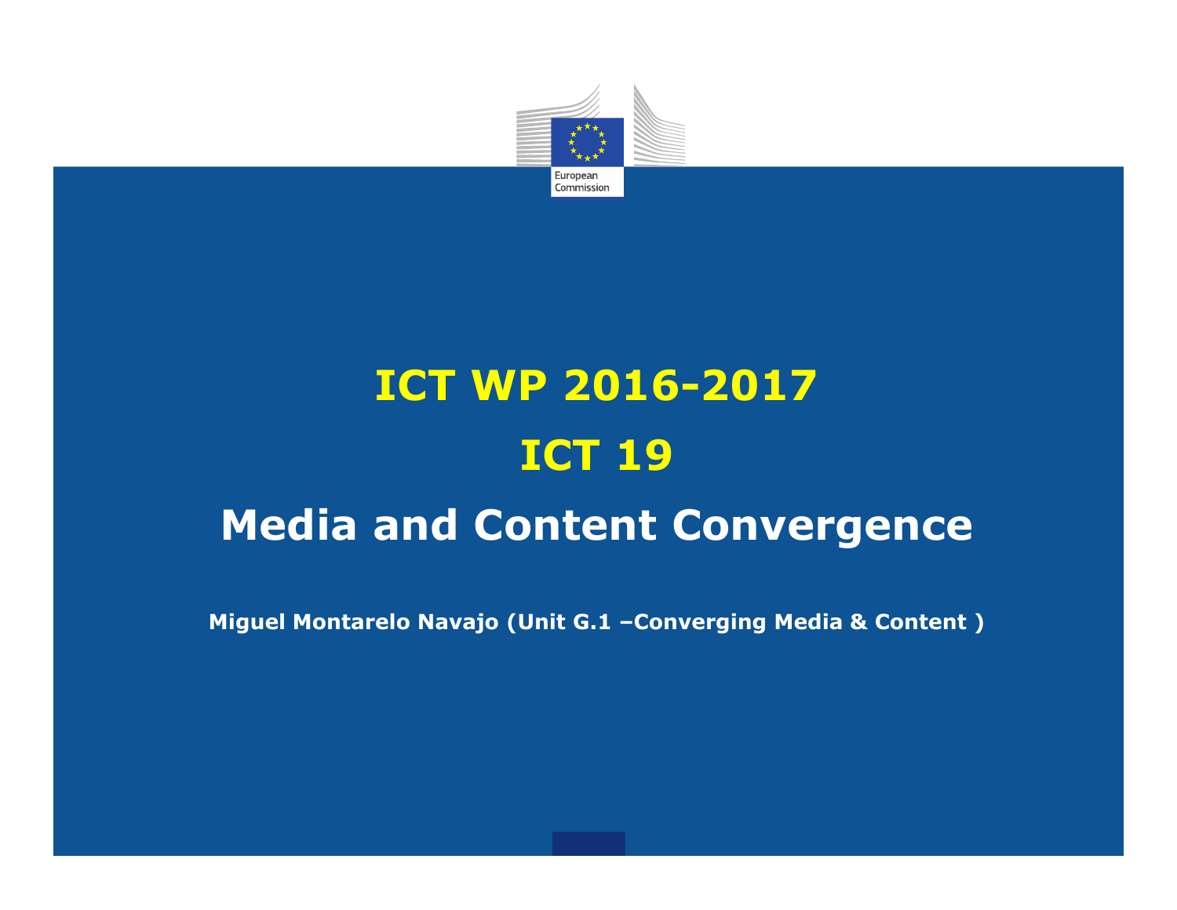# ICT WP 2016-2017

# ICT 19

# Media and Content Convergence

**Miguel Montarelo Navajo (Unit G.1 –Converging Media & Content )**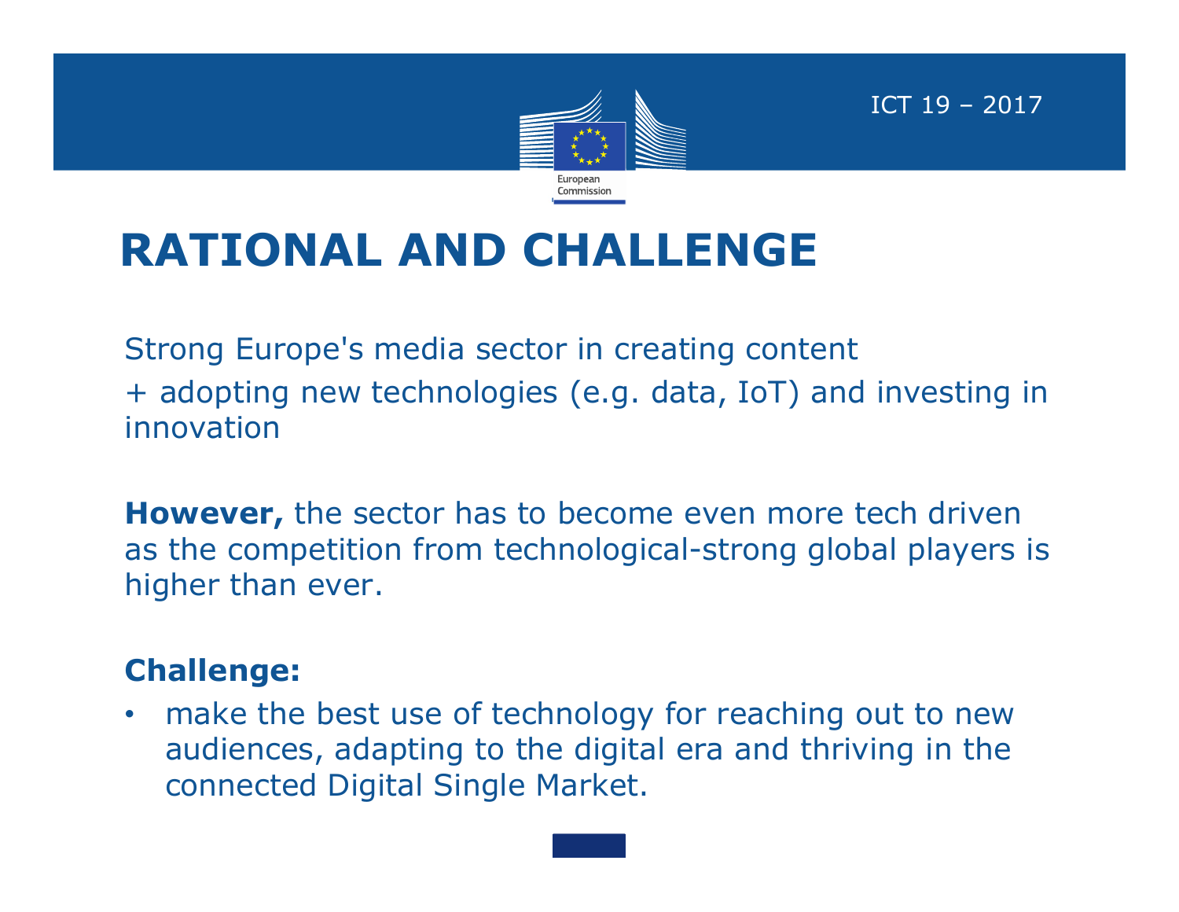# RATIONAL AND CHALLENGE

Strong Europe's media sector in creating content
+ adopting new technologies (e.g. data, IoT) and investing in innovation

**However,** the sector has to become even more tech driven as the competition from technological-strong global players is higher than ever.

**Challenge:**

- make the best use of technology for reaching out to new audiences, adapting to the digital era and thriving in the connected Digital Single Market.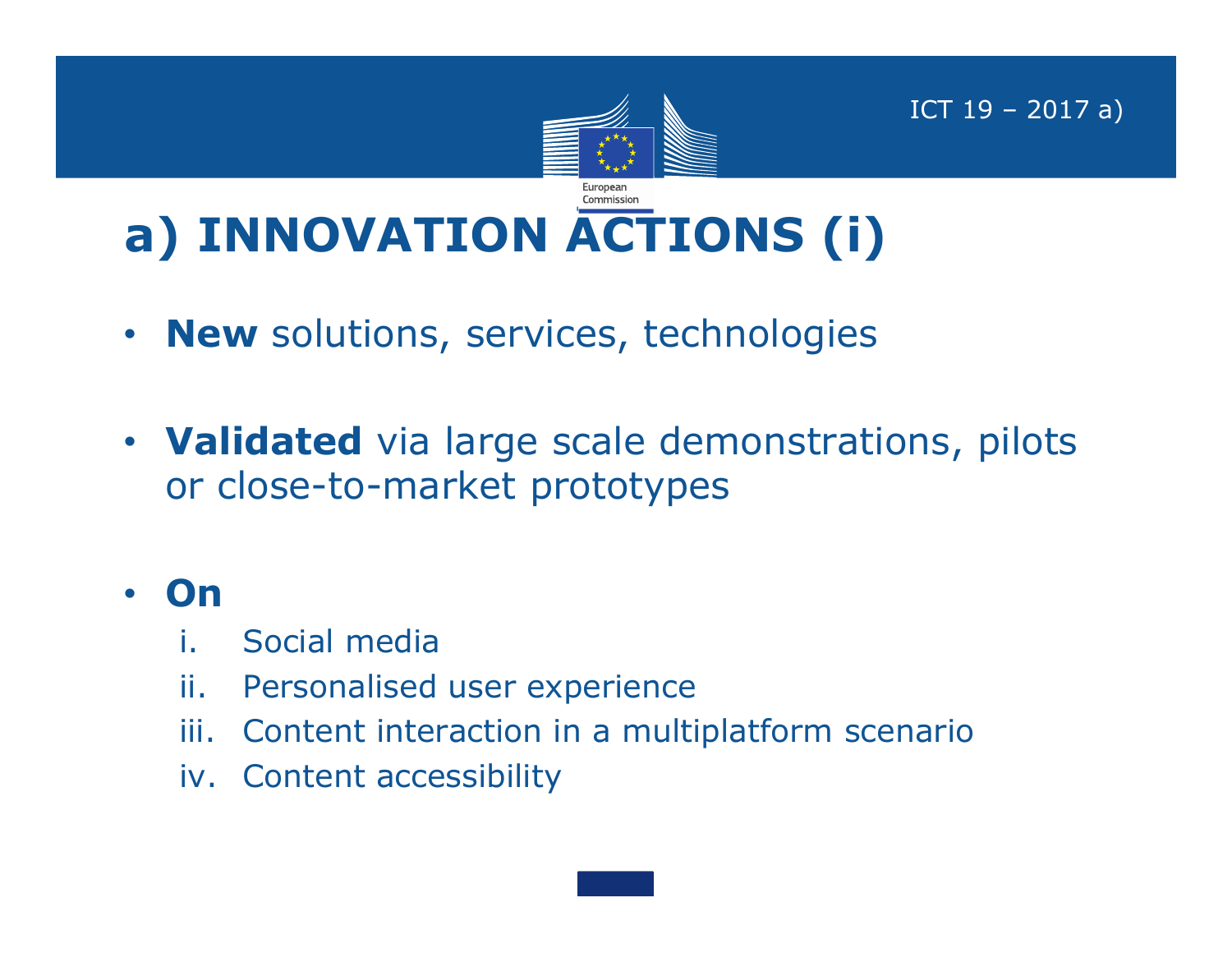# a) INNOVATION ACTIONS (i)

- **New** solutions, services, technologies
- **Validated** via large scale demonstrations, pilots or close-to-market prototypes
- **On**
  1. Social media
  2. Personalised user experience
  3. Content interaction in a multiplatform scenario
  4. Content accessibility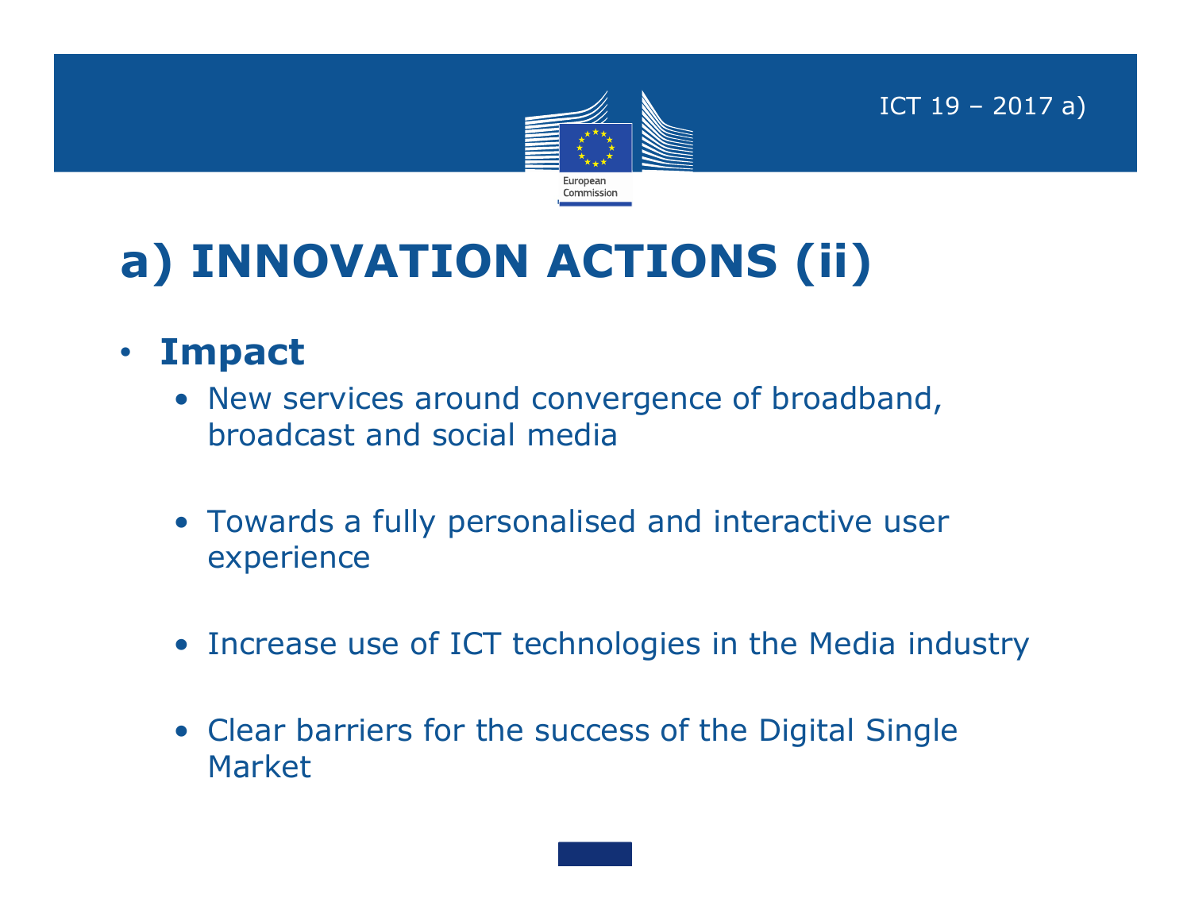# a) INNOVATION ACTIONS (ii)

- **Impact**
  - New services around convergence of broadband, broadcast and social media
  - Towards a fully personalised and interactive user experience
  - Increase use of ICT technologies in the Media industry
  - Clear barriers for the success of the Digital Single Market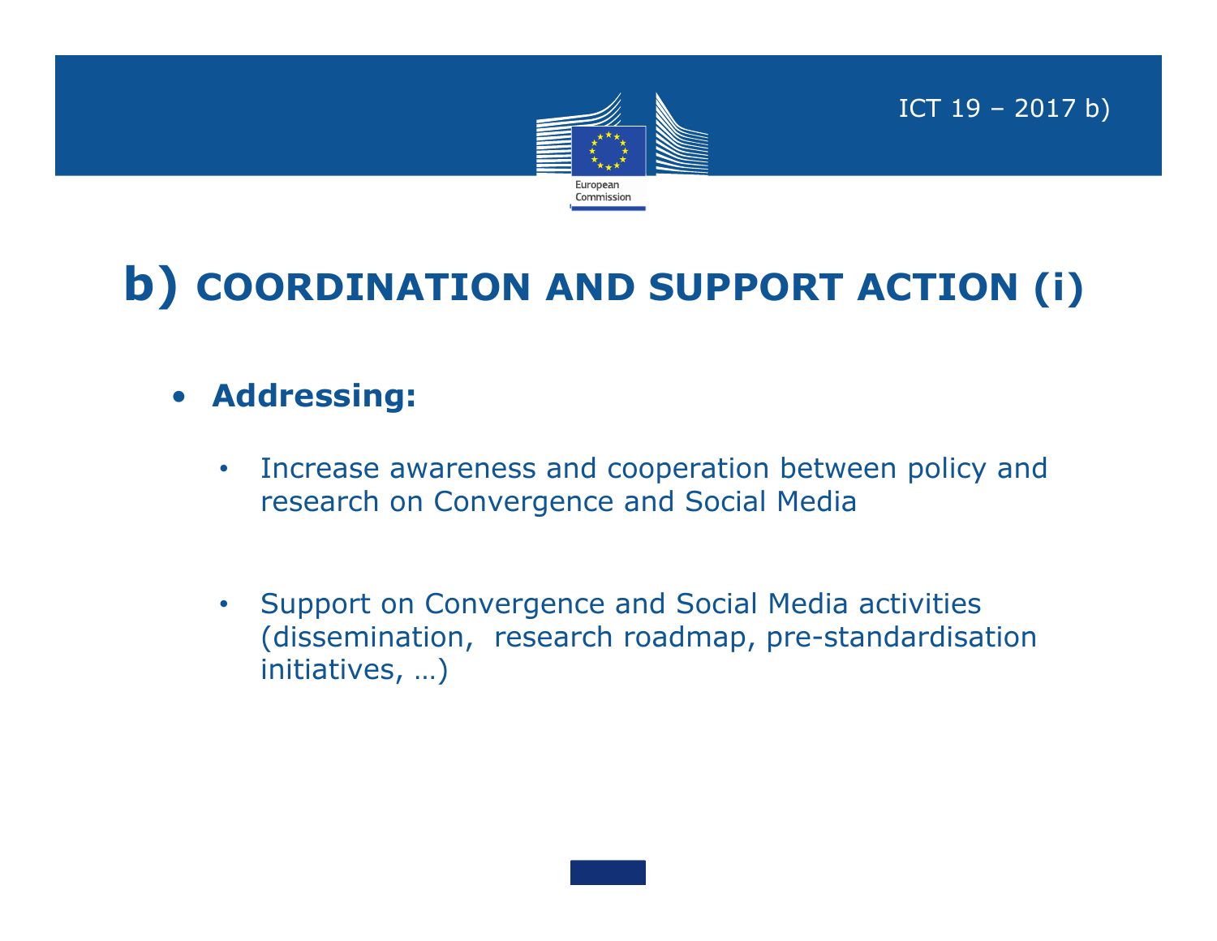ICT 19 – 2017 b)

# b) COORDINATION AND SUPPORT ACTION (i)

- **Addressing:**
  - Increase awareness and cooperation between policy and research on Convergence and Social Media
  - Support on Convergence and Social Media activities (dissemination,  research roadmap, pre-standardisation initiatives, …)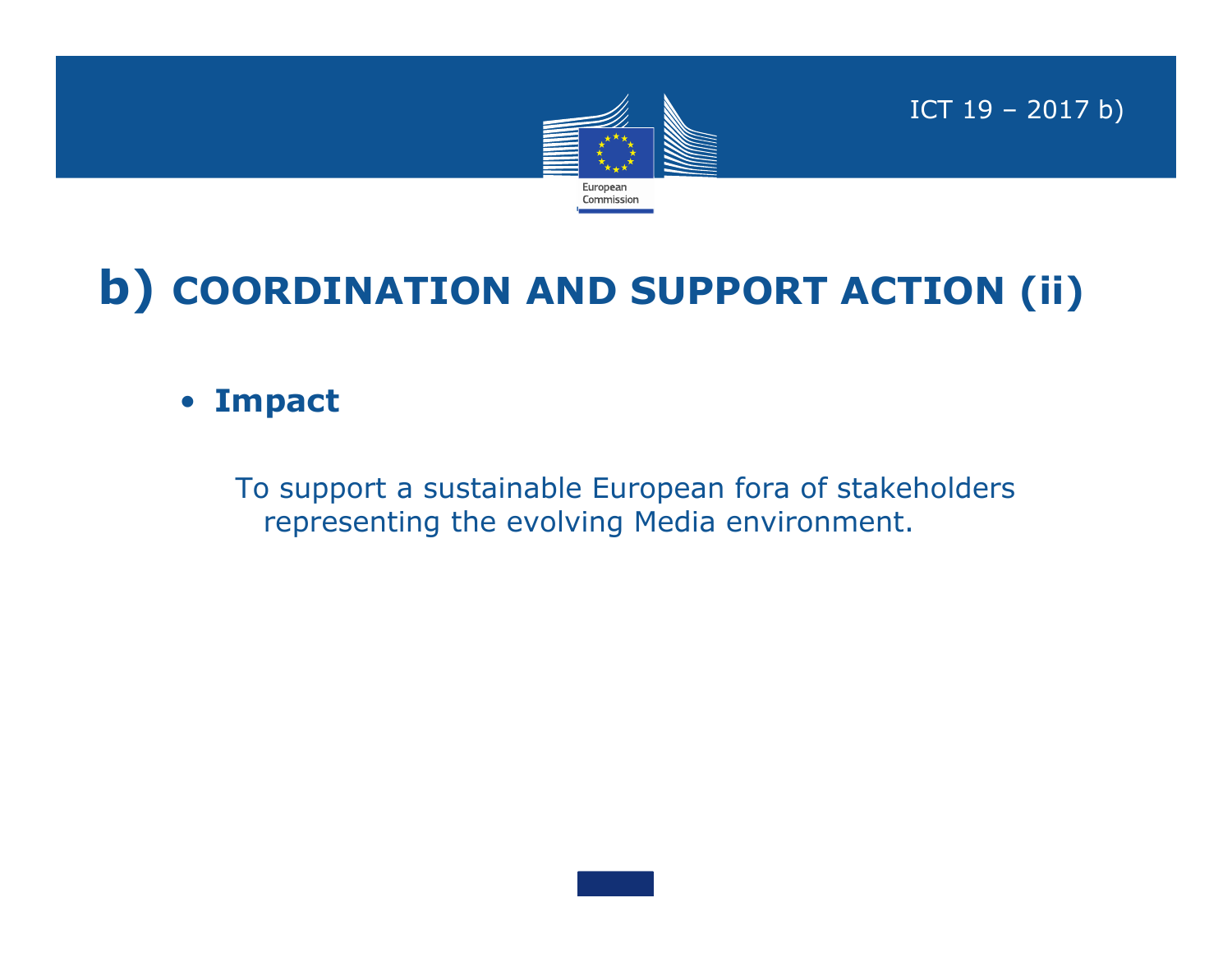# b) COORDINATION AND SUPPORT ACTION (ii)

- **Impact**

To support a sustainable European fora of stakeholders representing the evolving Media environment.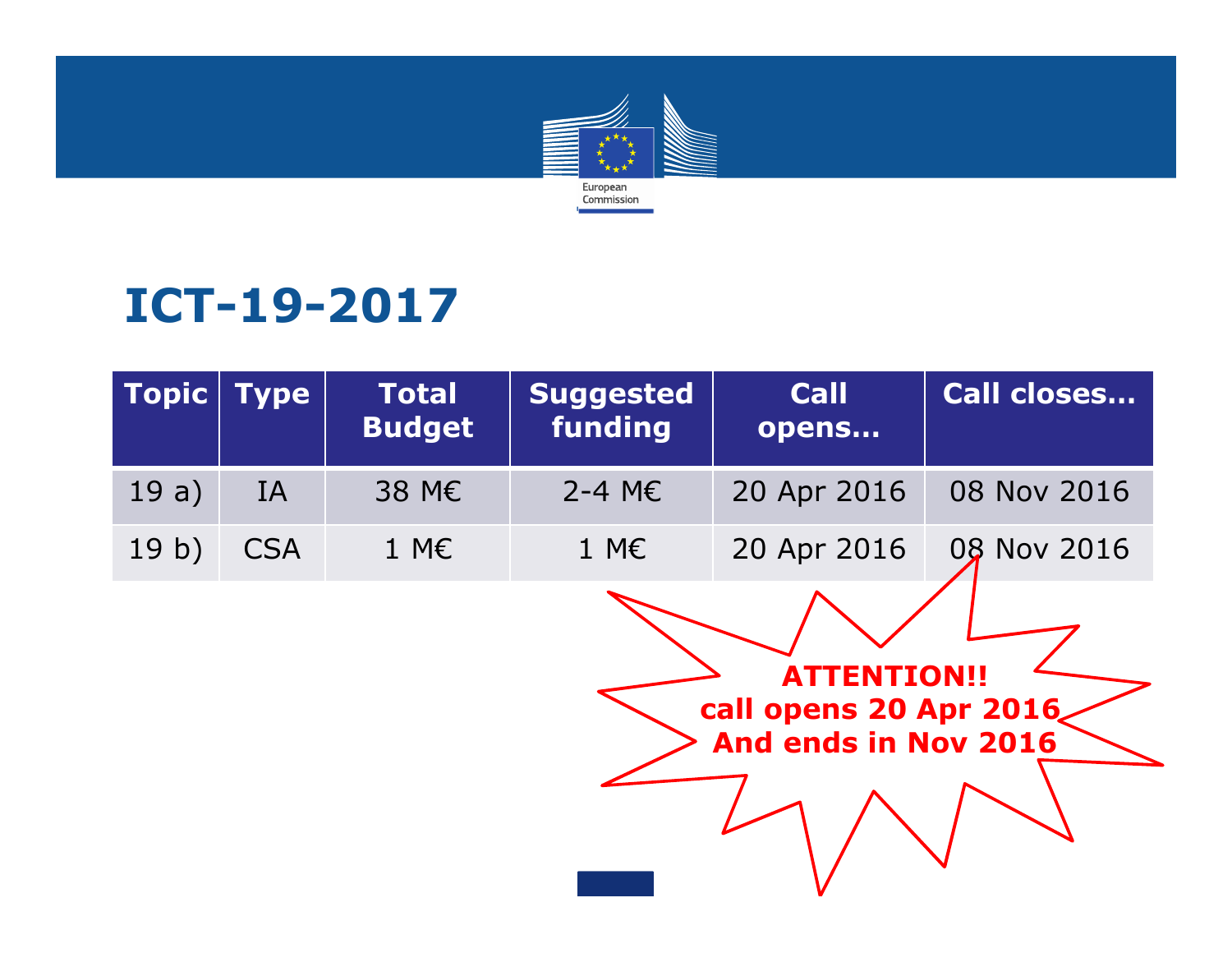# ICT-19-2017

| Topic | Type | Total Budget | Suggested funding | Call opens… | Call closes… |
| --- | --- | --- | --- | --- | --- |
| 19 a) | IA | 38 M€ | 2-4 M€ | 20 Apr 2016 | 08 Nov 2016 |
| 19 b) | CSA | 1 M€ | 1 M€ | 20 Apr 2016 | 08 Nov 2016 |

**ATTENTION!!**
**call opens 20 Apr 2016**
**And ends in Nov 2016**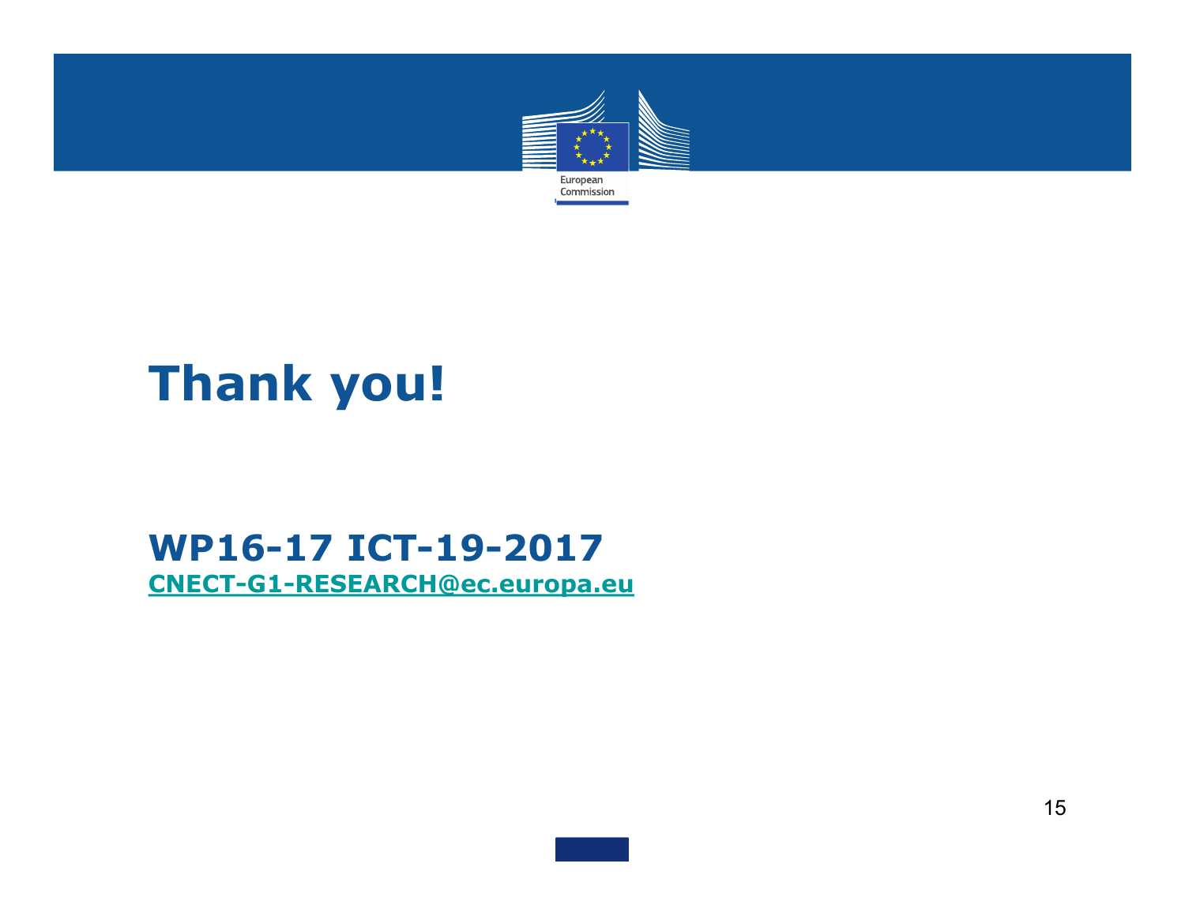# Thank you!

**WP16-17 ICT-19-2017**

**CNECT-G1-RESEARCH@ec.europa.eu**